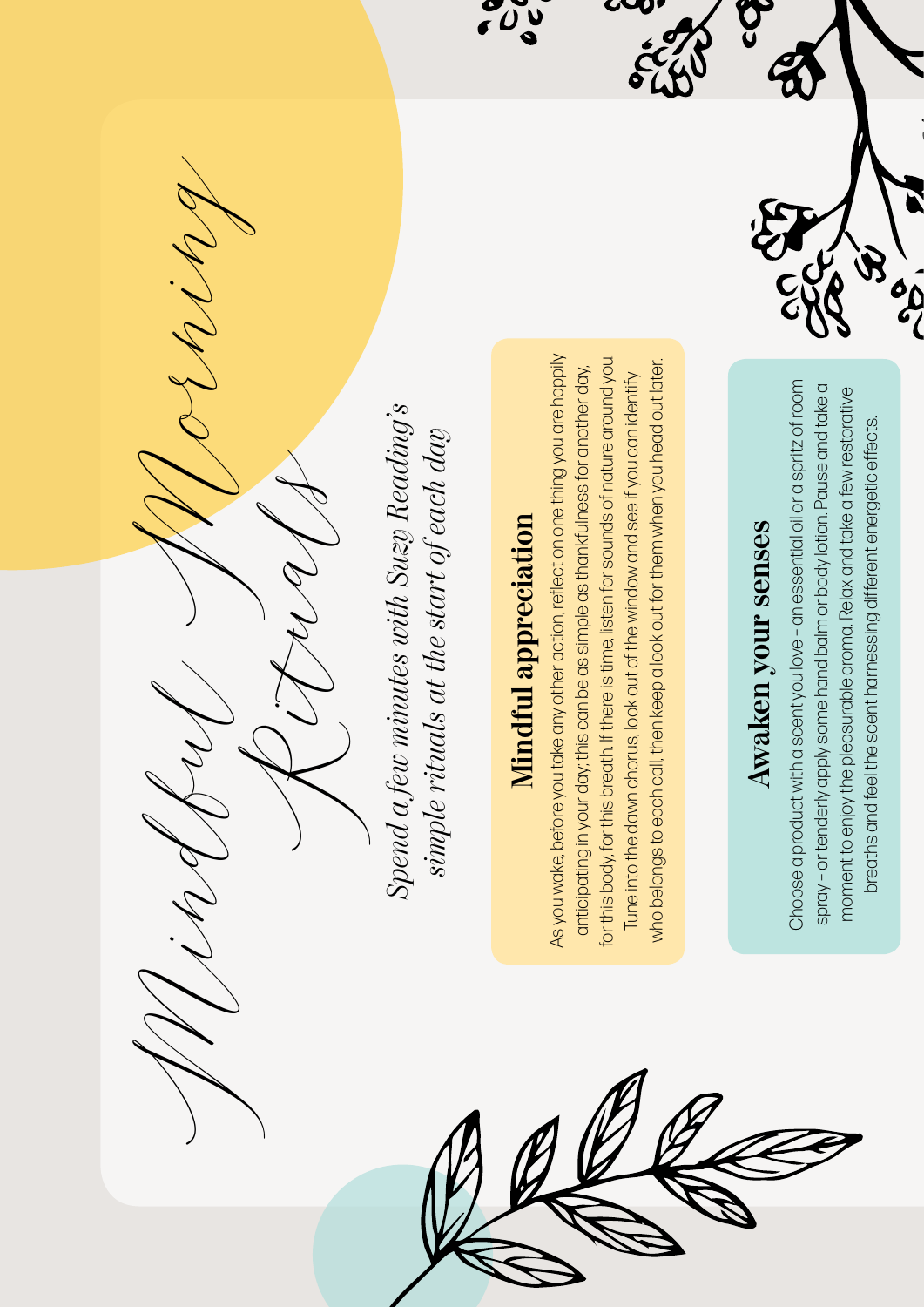# Mindful Morning Rituals

*Spend a few minutes with Suzy Reading's simple rituals at the start of each day*

## Mindful appreciation

As you wake, before you take any other action, reflect on one thing you are happily anticipating in your day; this can be as simple as thankfulness for another day, for this body, for this breath. If there is time, listen for sounds of nature around you. Tune into the dawn chorus, look out of the window and see if you can identify who belongs to each call, then keep a look out for them when you head out later.

## Awaken your senses

Choose a product with a scent you love – an essential oil or a spritz of room spray – or tenderly apply some hand balm or body lotion. Pause and take a moment to enjoy the pleasurable aroma. Relax and take a few restorative breaths and feel the scent harnessing different energetic effects.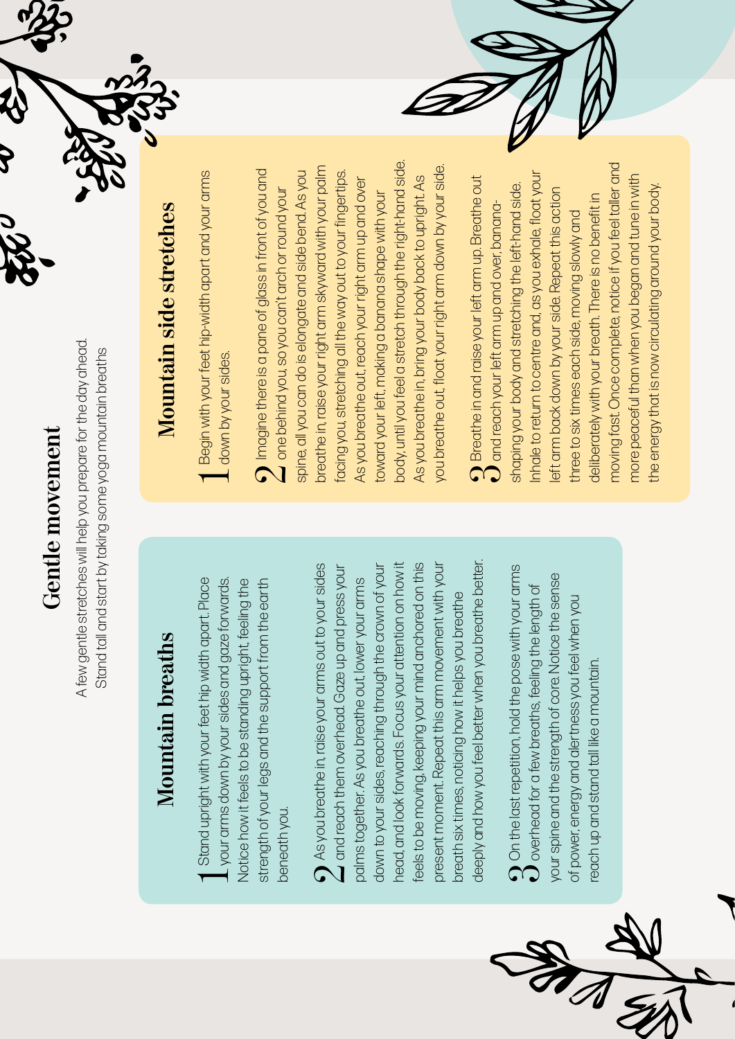# Gentle movement

A few gentle stretches will help you prepare for the day ahead.
Stand tall and start by taking some yoga mountain breaths

## Mountain breaths

1. Stand upright with your feet hip width apart. Place your arms down by your sides and gaze forwards. Notice how it feels to be standing upright, feeling the strength of your legs and the support from the earth beneath you.

2. As you breathe in, raise your arms out to your sides and reach them overhead. Gaze up and press your palms together. As you breathe out, lower your arms down to your sides, reaching through the crown of your head, and look forwards. Focus your attention on how it feels to be moving, keeping your mind anchored on this present moment. Repeat this arm movement with your breath six times, noticing how it helps you breathe deeply and how you feel better when you breathe better.

3. On the last repetition, hold the pose with your arms overhead for a few breaths, feeling the length of your spine and the strength of core. Notice the sense of power, energy and alertness you feel when you reach up and stand tall like a mountain.

## Mountain side stretches

1. Begin with your feet hip-width apart and your arms down by your sides.

2. Imagine there is a pane of glass in front of you and one behind you, so you can't arch or round your spine, all you can do is elongate and side bend. As you breathe in, raise your right arm skyward with your palm facing you, stretching all the way out to your fingertips. As you breathe out, reach your right arm up and over toward your left, making a banana shape with your body, until you feel a stretch through the right-hand side. As you breathe in, bring your body back to upright. As you breathe out, float your right arm down by your side.

3. Breathe in and raise your left arm up. Breathe out and reach your left arm up and over, banana-shaping your body and stretching the left-hand side. Inhale to return to centre and, as you exhale, float your left arm back down by your side. Repeat this action three to six times each side, moving slowly and deliberately with your breath. There is no benefit in moving fast. Once complete, notice if you feel taller and more peaceful than when you began and tune in with the energy that is now circulating around your body.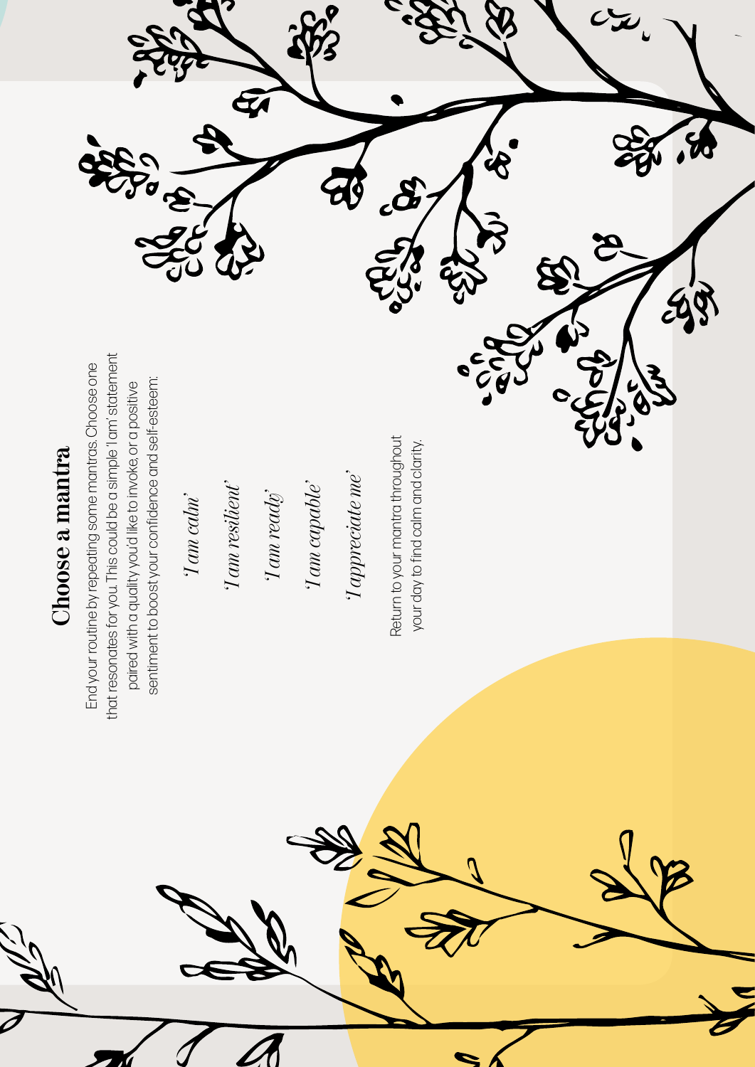## Choose a mantra

End your routine by repeating some mantras. Choose one that resonates for you. This could be a simple 'I am' statement paired with a quality you'd like to invoke, or a positive sentiment to boost your confidence and self-esteem:

*'I am calm'*

*'I am resilient'*

*'I am ready'*

*'I am capable'*

*'I appreciate me'*

Return to your mantra throughout your day to find calm and clarity.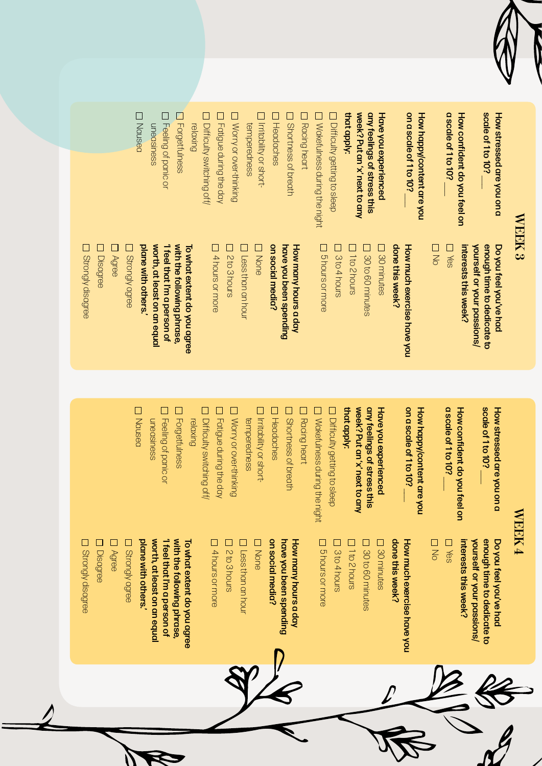## WEEK 3

**How stressed are you on a scale of 1 to 10?** ___

**How confident do you feel on a scale of 1 to 10?** ___

**How happy/content are you on a scale of 1 to 10?** ___

**Have you experienced any feelings of stress this week? Put an 'x' next to any that apply:**

- ☐ Difficulty getting to sleep
- ☐ Wakefulness during the night
- ☐ Racing heart
- ☐ Shortness of breath
- ☐ Headaches
- ☐ Irritability or short-temperedness
- ☐ Worry or over-thinking
- ☐ Fatigue during the day
- ☐ Difficulty switching off/relaxing
- ☐ Forgetfulness
- ☐ Feeling of panic or uneasiness
- ☐ Nausea

**Do you feel you've had enough time to dedicate to yourself or your passions/interests this week?**

- ☐ Yes
- ☐ No

**How much exercise have you done this week?**

- ☐ 30 minutes
- ☐ 30 to 60 minutes
- ☐ 1 to 2 hours
- ☐ 3 to 4 hours
- ☐ 5 hours or more

**How many hours a day have you been spending on social media?**

- ☐ None
- ☐ Less than an hour
- ☐ 2 to 3 hours
- ☐ 4 hours or more

**To what extent do you agree with the following phrase, 'I feel that I'm a person of worth, at least on an equal plane with others.'**

- ☐ Strongly agree
- ☐ Agree
- ☐ Disagree
- ☐ Strongly disagree

## WEEK 4

**How stressed are you on a scale of 1 to 10?** ___

**How confident do you feel on a scale of 1 to 10?** ___

**How happy/content are you on a scale of 1 to 10?** ___

**Have you experienced any feelings of stress this week? Put an 'x' next to any that apply:**

- ☐ Difficulty getting to sleep
- ☐ Wakefulness during the night
- ☐ Racing heart
- ☐ Shortness of breath
- ☐ Headaches
- ☐ Irritability or short-temperedness
- ☐ Worry or over-thinking
- ☐ Fatigue during the day
- ☐ Difficulty switching off/relaxing
- ☐ Forgetfulness
- ☐ Feeling of panic or uneasiness
- ☐ Nausea

**Do you feel you've had enough time to dedicate to yourself or your passions/interests this week?**

- ☐ Yes
- ☐ No

**How much exercise have you done this week?**

- ☐ 30 minutes
- ☐ 30 to 60 minutes
- ☐ 1 to 2 hours
- ☐ 3 to 4 hours
- ☐ 5 hours or more

**How many hours a day have you been spending on social media?**

- ☐ None
- ☐ Less than an hour
- ☐ 2 to 3 hours
- ☐ 4 hours or more

**To what extent do you agree with the following phrase, 'I feel that I'm a person of worth, at least on an equal plane with others.'**

- ☐ Strongly agree
- ☐ Agree
- ☐ Disagree
- ☐ Strongly disagree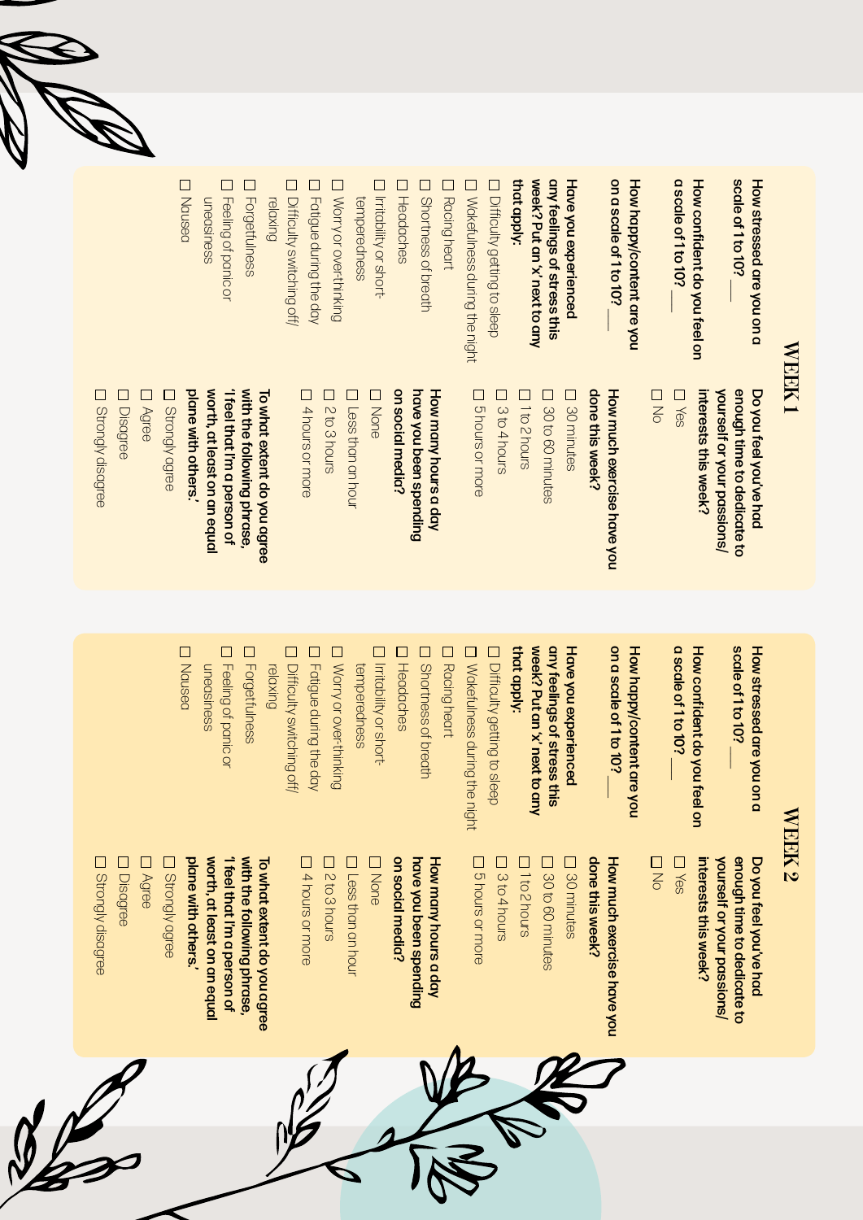# WEEK 1

**How stressed are you on a scale of 1 to 10?** ___

**How confident do you feel on a scale of 1 to 10?** ___

**How happy/content are you on a scale of 1 to 10?** ___

**Have you experienced any feelings of stress this week? Put an 'x' next to any that apply:**

- ☐ Difficulty getting to sleep
- ☐ Wakefulness during the night
- ☐ Racing heart
- ☐ Shortness of breath
- ☐ Headaches
- ☐ Irritability or short-temperedness
- ☐ Worry or over-thinking
- ☐ Fatigue during the day
- ☐ Difficulty switching off/relaxing
- ☐ Forgetfulness
- ☐ Feeling of panic or uneasiness
- ☐ Nausea

**Do you feel you've had enough time to dedicate to yourself or your passions/interests this week?**

- ☐ Yes
- ☐ No

**How much exercise have you done this week?**

- ☐ 30 minutes
- ☐ 30 to 60 minutes
- ☐ 1 to 2 hours
- ☐ 3 to 4 hours
- ☐ 5 hours or more

**How many hours a day have you been spending on social media?**

- ☐ None
- ☐ Less than an hour
- ☐ 2 to 3 hours
- ☐ 4 hours or more

**To what extent do you agree with the following phrase, 'I feel that I'm a person of worth, at least on an equal plane with others.'**

- ☐ Strongly agree
- ☐ Agree
- ☐ Disagree
- ☐ Strongly disagree

# WEEK 2

**How stressed are you on a scale of 1 to 10?** ___

**How confident do you feel on a scale of 1 to 10?** ___

**How happy/content are you on a scale of 1 to 10?** ___

**Have you experienced any feelings of stress this week? Put an 'x' next to any that apply:**

- ☐ Difficulty getting to sleep
- ☐ Wakefulness during the night
- ☐ Racing heart
- ☐ Shortness of breath
- ☐ Headaches
- ☐ Irritability or short-temperedness
- ☐ Worry or over-thinking
- ☐ Fatigue during the day
- ☐ Difficulty switching off/relaxing
- ☐ Forgetfulness
- ☐ Feeling of panic or uneasiness
- ☐ Nausea

**Do you feel you've had enough time to dedicate to yourself or your passions/interests this week?**

- ☐ Yes
- ☐ No

**How much exercise have you done this week?**

- ☐ 30 minutes
- ☐ 30 to 60 minutes
- ☐ 1 to 2 hours
- ☐ 3 to 4 hours
- ☐ 5 hours or more

**How many hours a day have you been spending on social media?**

- ☐ None
- ☐ Less than an hour
- ☐ 2 to 3 hours
- ☐ 4 hours or more

**To what extent do you agree with the following phrase, 'I feel that I'm a person of worth, at least on an equal plane with others.'**

- ☐ Strongly agree
- ☐ Agree
- ☐ Disagree
- ☐ Strongly disagree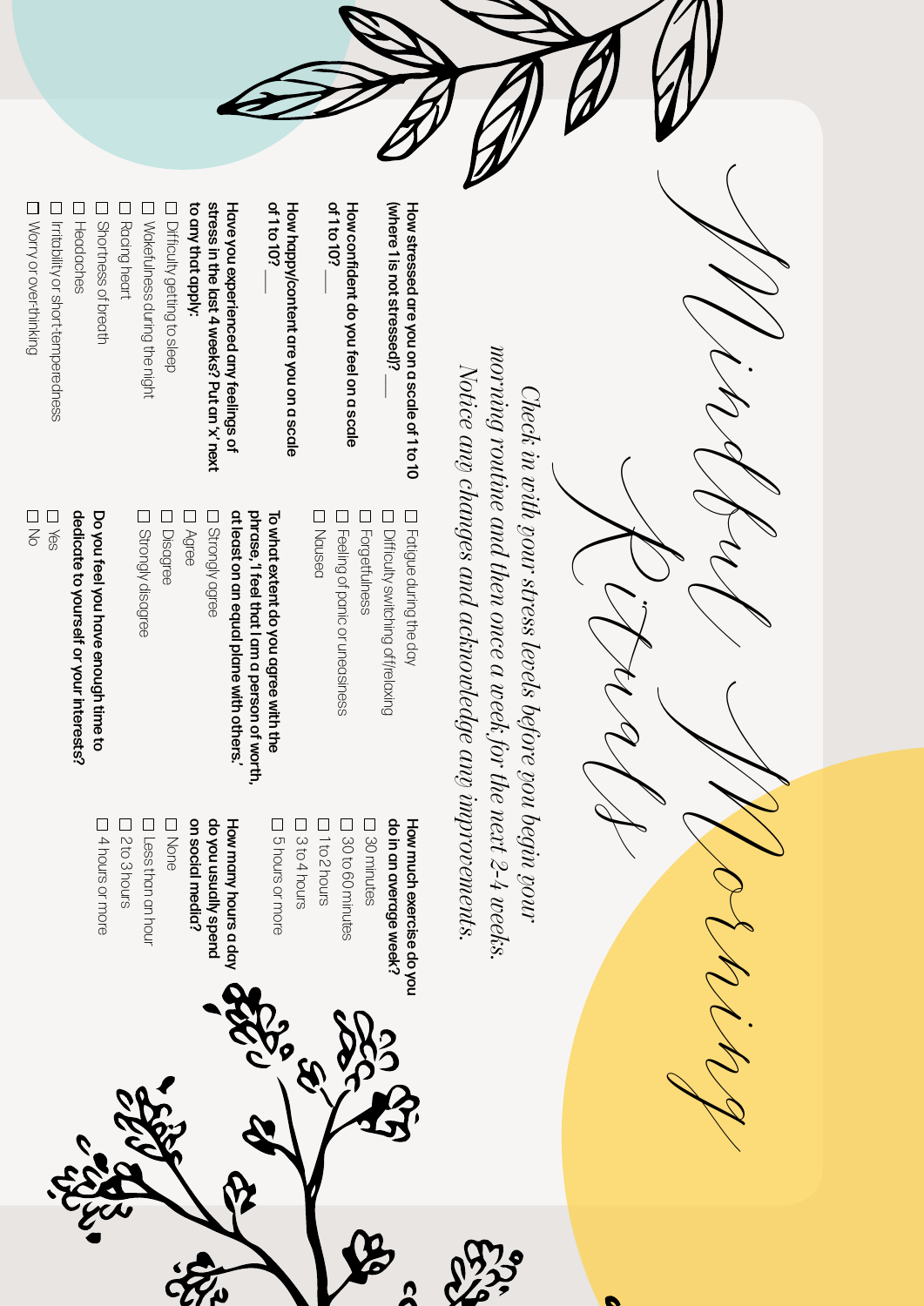# Mindful Morning Rituals

*Check in with your stress levels before you begin your morning routine and then once a week for the next 2-4 weeks. Notice any changes and acknowledge any improvements.*

**How stressed are you on a scale of 1 to 10 (where 1 is not stressed)?** ___

**How confident do you feel on a scale of 1 to 10?** ___

**How happy/content are you on a scale of 1 to 10?** ___

**Have you experienced any feelings of stress in the last 4 weeks? Put an 'x' next to any that apply:**

- ☐ Difficulty getting to sleep
- ☐ Wakefulness during the night
- ☐ Racing heart
- ☐ Shortness of breath
- ☐ Headaches
- ☐ Irritability or short-temperedness
- ☐ Worry or overthinking
- ☐ Fatigue during the day
- ☐ Difficulty switching off/relaxing
- ☐ Forgetfulness
- ☐ Feeling of panic or uneasiness
- ☐ Nausea

**To what extent do you agree with the phrase, 'I feel that I am a person of worth, at least on an equal plane with others.'**

- ☐ Strongly agree
- ☐ Agree
- ☐ Disagree
- ☐ Strongly disagree

**Do you feel you have enough time to dedicate to yourself or your interests?**

- ☐ Yes
- ☐ No

**How much exercise do you do in an average week?**

- ☐ 30 minutes
- ☐ 30 to 60 minutes
- ☐ 1 to 2 hours
- ☐ 3 to 4 hours
- ☐ 5 hours or more

**How many hours a day do you usually spend on social media?**

- ☐ None
- ☐ Less than an hour
- ☐ 2 to 3 hours
- ☐ 4 hours or more